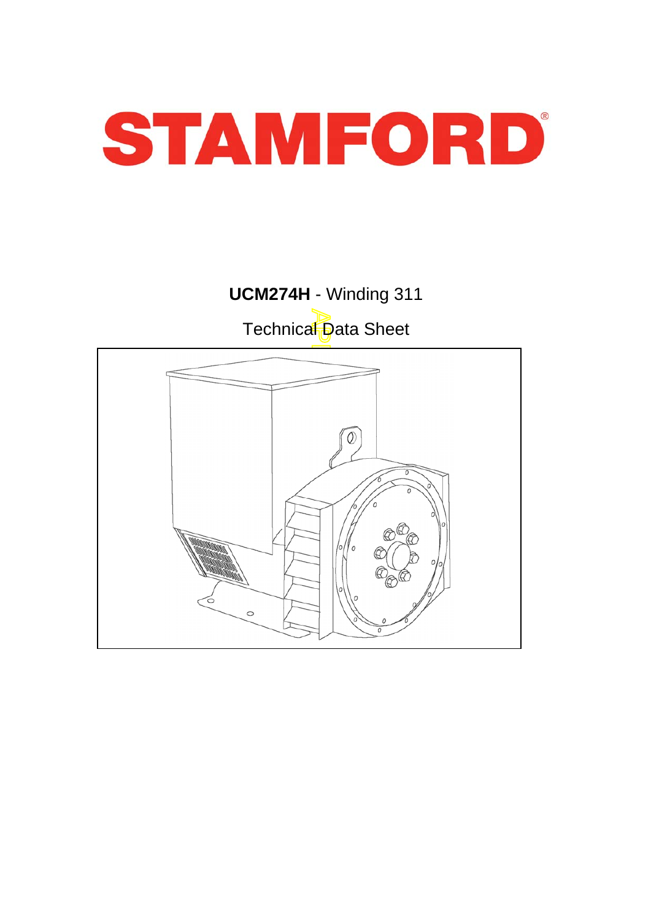# STAMFORD

**UCM274H** - Winding 311

Technical Data Sheet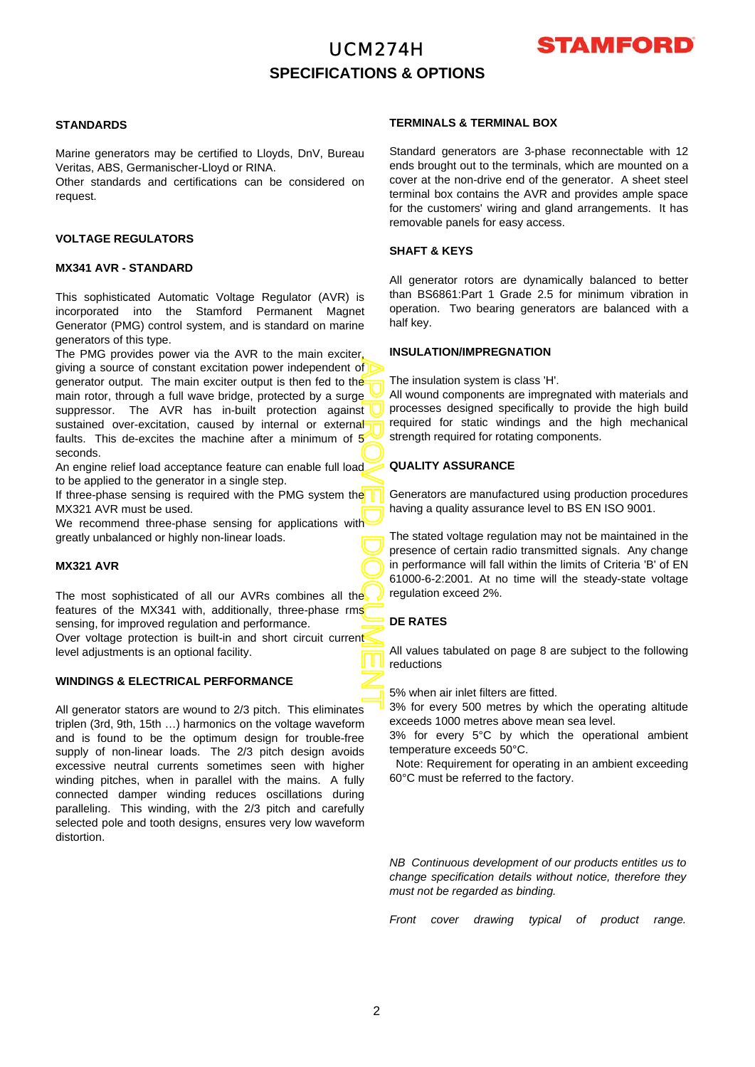# UCM274H

## SPECIFICATIONS & OPTIONS

### STANDARDS

Marine generators may be certified to Lloyds, DnV, Bureau Veritas, ABS, Germanischer-Lloyd or RINA.
Other standards and certifications can be considered on request.

### VOLTAGE REGULATORS

### MX341 AVR - STANDARD

This sophisticated Automatic Voltage Regulator (AVR) is incorporated into the Stamford Permanent Magnet Generator (PMG) control system, and is standard on marine generators of this type.
The PMG provides power via the AVR to the main exciter, giving a source of constant excitation power independent of generator output. The main exciter output is then fed to the main rotor, through a full wave bridge, protected by a surge suppressor. The AVR has in-built protection against sustained over-excitation, caused by internal or external faults. This de-excites the machine after a minimum of 5 seconds.
An engine relief load acceptance feature can enable full load to be applied to the generator in a single step.
If three-phase sensing is required with the PMG system the MX321 AVR must be used.
We recommend three-phase sensing for applications with greatly unbalanced or highly non-linear loads.

### MX321 AVR

The most sophisticated of all our AVRs combines all the features of the MX341 with, additionally, three-phase rms sensing, for improved regulation and performance.
Over voltage protection is built-in and short circuit current level adjustments is an optional facility.

### WINDINGS & ELECTRICAL PERFORMANCE

All generator stators are wound to 2/3 pitch. This eliminates triplen (3rd, 9th, 15th …) harmonics on the voltage waveform and is found to be the optimum design for trouble-free supply of non-linear loads. The 2/3 pitch design avoids excessive neutral currents sometimes seen with higher winding pitches, when in parallel with the mains. A fully connected damper winding reduces oscillations during paralleling. This winding, with the 2/3 pitch and carefully selected pole and tooth designs, ensures very low waveform distortion.

### TERMINALS & TERMINAL BOX

Standard generators are 3-phase reconnectable with 12 ends brought out to the terminals, which are mounted on a cover at the non-drive end of the generator. A sheet steel terminal box contains the AVR and provides ample space for the customers' wiring and gland arrangements. It has removable panels for easy access.

### SHAFT & KEYS

All generator rotors are dynamically balanced to better than BS6861:Part 1 Grade 2.5 for minimum vibration in operation. Two bearing generators are balanced with a half key.

### INSULATION/IMPREGNATION

The insulation system is class 'H'.
All wound components are impregnated with materials and processes designed specifically to provide the high build required for static windings and the high mechanical strength required for rotating components.

### QUALITY ASSURANCE

Generators are manufactured using production procedures having a quality assurance level to BS EN ISO 9001.

The stated voltage regulation may not be maintained in the presence of certain radio transmitted signals. Any change in performance will fall within the limits of Criteria 'B' of EN 61000-6-2:2001. At no time will the steady-state voltage regulation exceed 2%.

### DE RATES

All values tabulated on page 8 are subject to the following reductions

5% when air inlet filters are fitted.
3% for every 500 metres by which the operating altitude exceeds 1000 metres above mean sea level.
3% for every 5°C by which the operational ambient temperature exceeds 50°C.
Note: Requirement for operating in an ambient exceeding 60°C must be referred to the factory.

*NB Continuous development of our products entitles us to change specification details without notice, therefore they must not be regarded as binding.*

*Front cover drawing typical of product range.*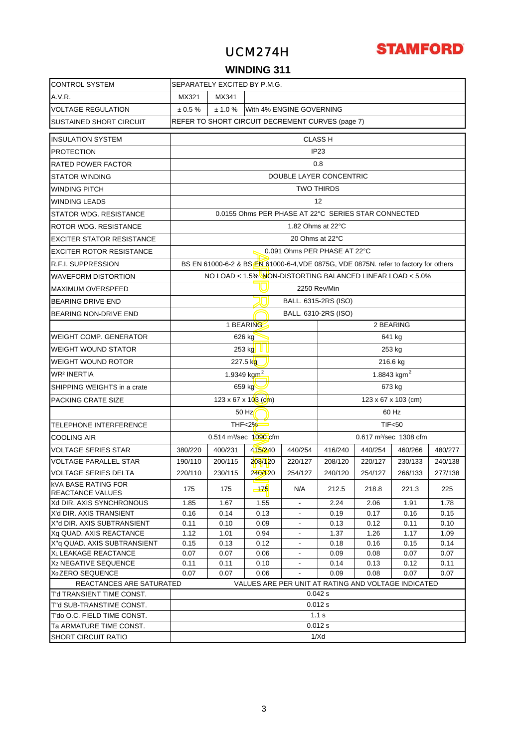# UCM274H

**STAMFORD**

## WINDING 311

| | | | | | | | | |
|---|---|---|---|---|---|---|---|---|
| CONTROL SYSTEM | SEPARATELY EXCITED BY P.M.G. | | | | | | | |
| A.V.R. | MX321 | MX341 | | | | | | |
| VOLTAGE REGULATION | ± 0.5 % | ± 1.0 % | With 4% ENGINE GOVERNING | | | | | |
| SUSTAINED SHORT CIRCUIT | REFER TO SHORT CIRCUIT DECREMENT CURVES (page 7) | | | | | | | |
| INSULATION SYSTEM | CLASS H | | | | | | | |
| PROTECTION | IP23 | | | | | | | |
| RATED POWER FACTOR | 0.8 | | | | | | | |
| STATOR WINDING | DOUBLE LAYER CONCENTRIC | | | | | | | |
| WINDING PITCH | TWO THIRDS | | | | | | | |
| WINDING LEADS | 12 | | | | | | | |
| STATOR WDG. RESISTANCE | 0.0155 Ohms PER PHASE AT 22°C SERIES STAR CONNECTED | | | | | | | |
| ROTOR WDG. RESISTANCE | 1.82 Ohms at 22°C | | | | | | | |
| EXCITER STATOR RESISTANCE | 20 Ohms at 22°C | | | | | | | |
| EXCITER ROTOR RESISTANCE | 0.091 Ohms PER PHASE AT 22°C | | | | | | | |
| R.F.I. SUPPRESSION | BS EN 61000-6-2 & BS EN 61000-6-4,VDE 0875G, VDE 0875N. refer to factory for others | | | | | | | |
| WAVEFORM DISTORTION | NO LOAD < 1.5% NON-DISTORTING BALANCED LINEAR LOAD < 5.0% | | | | | | | |
| MAXIMUM OVERSPEED | 2250 Rev/Min | | | | | | | |
| BEARING DRIVE END | BALL. 6315-2RS (ISO) | | | | | | | |
| BEARING NON-DRIVE END | BALL. 6310-2RS (ISO) | | | | | | | |
| | 1 BEARING | | | | 2 BEARING | | | |
| WEIGHT COMP. GENERATOR | 626 kg | | | | 641 kg | | | |
| WEIGHT WOUND STATOR | 253 kg | | | | 253 kg | | | |
| WEIGHT WOUND ROTOR | 227.5 kg | | | | 216.6 kg | | | |
| WR² INERTIA | 1.9349 kgm² | | | | 1.8843 kgm² | | | |
| SHIPPING WEIGHTS in a crate | 659 kg | | | | 673 kg | | | |
| PACKING CRATE SIZE | 123 x 67 x 103 (cm) | | | | 123 x 67 x 103 (cm) | | | |
| | 50 Hz | | | | 60 Hz | | | |
| TELEPHONE INTERFERENCE | THF<2% | | | | TIF<50 | | | |
| COOLING AIR | 0.514 m³/sec 1090 cfm | | | | 0.617 m³/sec 1308 cfm | | | |
| VOLTAGE SERIES STAR | 380/220 | 400/231 | 415/240 | 440/254 | 416/240 | 440/254 | 460/266 | 480/277 |
| VOLTAGE PARALLEL STAR | 190/110 | 200/115 | 208/120 | 220/127 | 208/120 | 220/127 | 230/133 | 240/138 |
| VOLTAGE SERIES DELTA | 220/110 | 230/115 | 240/120 | 254/127 | 240/120 | 254/127 | 266/133 | 277/138 |
| kVA BASE RATING FOR REACTANCE VALUES | 175 | 175 | 175 | N/A | 212.5 | 218.8 | 221.3 | 225 |
| Xd DIR. AXIS SYNCHRONOUS | 1.85 | 1.67 | 1.55 | - | 2.24 | 2.06 | 1.91 | 1.78 |
| X'd DIR. AXIS TRANSIENT | 0.16 | 0.14 | 0.13 | - | 0.19 | 0.17 | 0.16 | 0.15 |
| X''d DIR. AXIS SUBTRANSIENT | 0.11 | 0.10 | 0.09 | - | 0.13 | 0.12 | 0.11 | 0.10 |
| Xq QUAD. AXIS REACTANCE | 1.12 | 1.01 | 0.94 | - | 1.37 | 1.26 | 1.17 | 1.09 |
| X''q QUAD. AXIS SUBTRANSIENT | 0.15 | 0.13 | 0.12 | - | 0.18 | 0.16 | 0.15 | 0.14 |
| $X_L$ LEAKAGE REACTANCE | 0.07 | 0.07 | 0.06 | - | 0.09 | 0.08 | 0.07 | 0.07 |
| $X_2$ NEGATIVE SEQUENCE | 0.11 | 0.11 | 0.10 | - | 0.14 | 0.13 | 0.12 | 0.11 |
| $X_0$ ZERO SEQUENCE | 0.07 | 0.07 | 0.06 | - | 0.09 | 0.08 | 0.07 | 0.07 |
| REACTANCES ARE SATURATED | VALUES ARE PER UNIT AT RATING AND VOLTAGE INDICATED | | | | | | | |
| T'd TRANSIENT TIME CONST. | 0.042 s | | | | | | | |
| T''d SUB-TRANSTIME CONST. | 0.012 s | | | | | | | |
| T'do O.C. FIELD TIME CONST. | 1.1 s | | | | | | | |
| Ta ARMATURE TIME CONST. | 0.012 s | | | | | | | |
| SHORT CIRCUIT RATIO | 1/Xd | | | | | | | |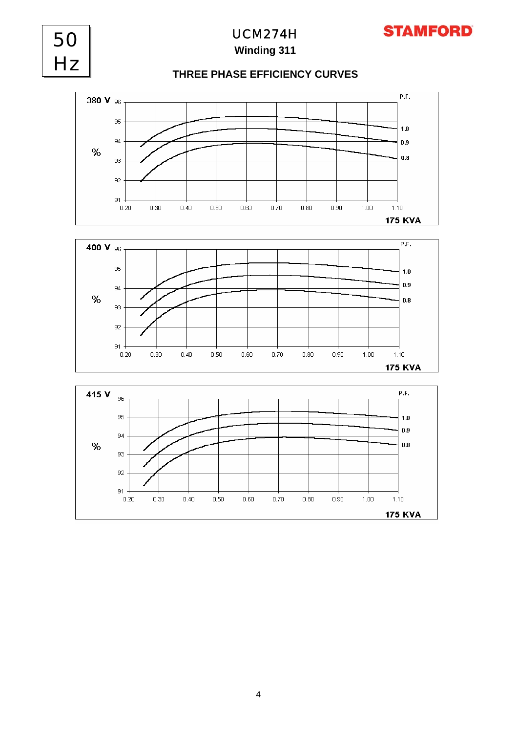# 50 Hz

## UCM274H

**Winding 311**

**STAMFORD**

### THREE PHASE EFFICIENCY CURVES

**380 V**

% (91–96) vs 175 KVA (0.20–1.10), P.F. curves: 1.0, 0.9, 0.8

**400 V**

% (91–96) vs 175 KVA (0.20–1.10), P.F. curves: 1.0, 0.9, 0.8

**415 V**

% (91–96) vs 175 KVA (0.20–1.10), P.F. curves: 1.0, 0.9, 0.8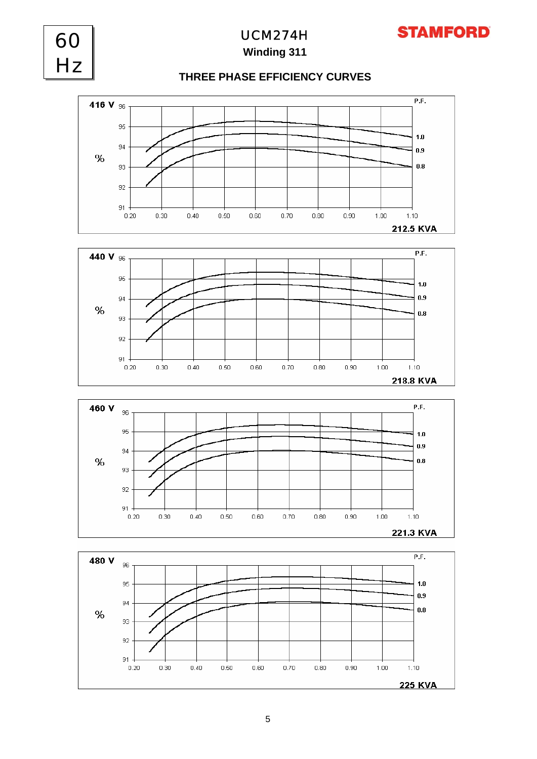60 Hz

# UCM274H

**Winding 311**

STAMFORD

## THREE PHASE EFFICIENCY CURVES

**416 V**

%

P.F.

96, 95, 94, 93, 92, 91

0.20 0.30 0.40 0.50 0.60 0.70 0.80 0.90 1.00 1.10

1.0
0.9
0.8

**212.5 KVA**

**440 V**

%

P.F.

96, 95, 94, 93, 92, 91

0.20 0.30 0.40 0.50 0.60 0.70 0.80 0.90 1.00 1.10

1.0
0.9
0.8

**218.8 KVA**

**460 V**

%

P.F.

96, 95, 94, 93, 92, 91

0.20 0.30 0.40 0.50 0.60 0.70 0.80 0.90 1.00 1.10

1.0
0.9
0.8

**221.3 KVA**

**480 V**

%

P.F.

96, 95, 94, 93, 92, 91

0.20 0.30 0.40 0.50 0.60 0.70 0.80 0.90 1.00 1.10

1.0
0.9
0.8

**225 KVA**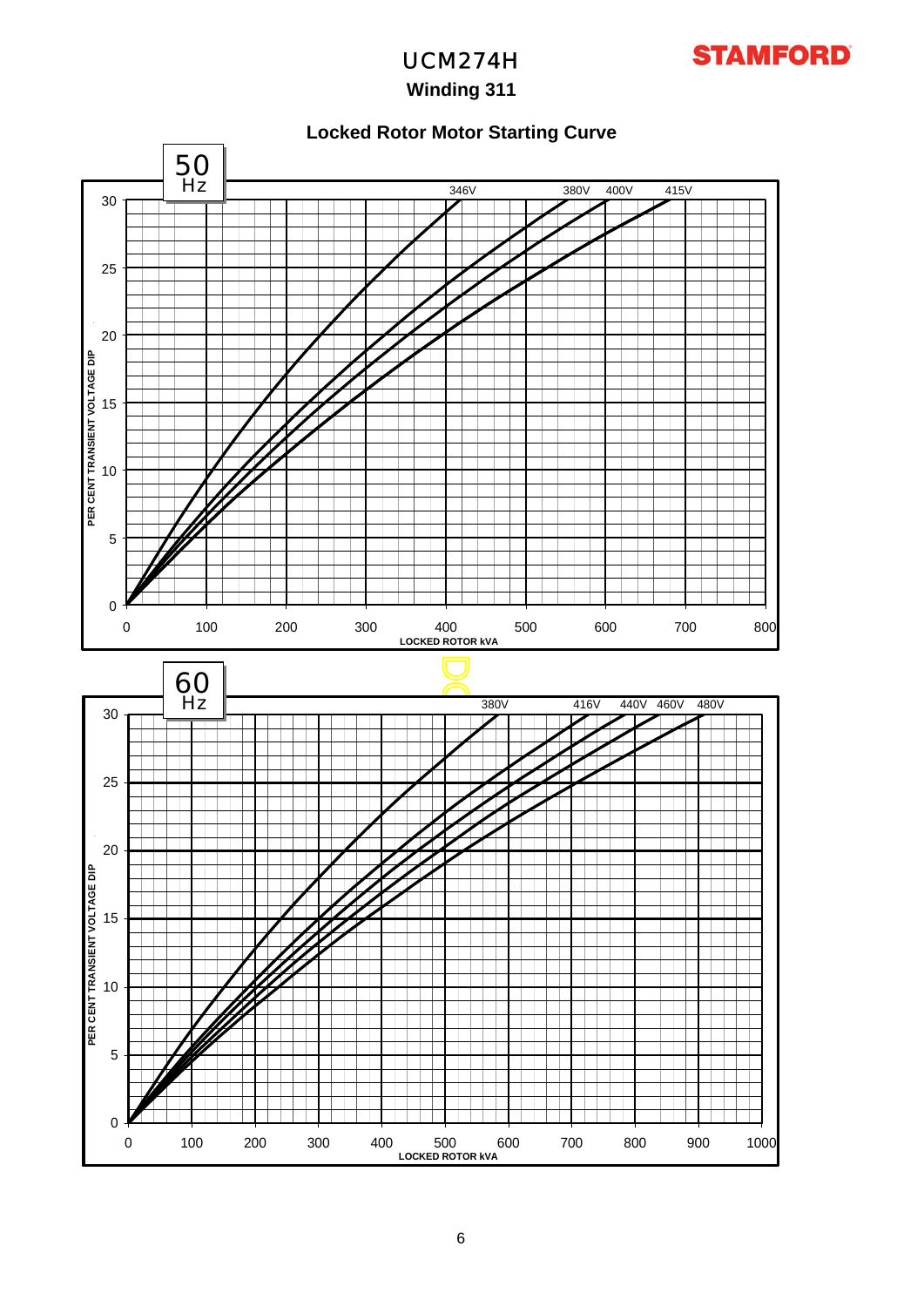# UCM274H

## Winding 311

### Locked Robot Motor Starting Curve

**50 Hz**

346V 380V 400V 415V

PER CENT TRANSIENT VOLTAGE DIP

0 5 10 15 20 25 30

0 100 200 300 400 500 600 700 800

LOCKED ROTOR kVA

**60 Hz**

380V 416V 440V 460V 480V

PER CENT TRANSIENT VOLTAGE DIP

0 5 10 15 20 25 30

0 100 200 300 400 500 600 700 800 900 1000

LOCKED ROTOR kVA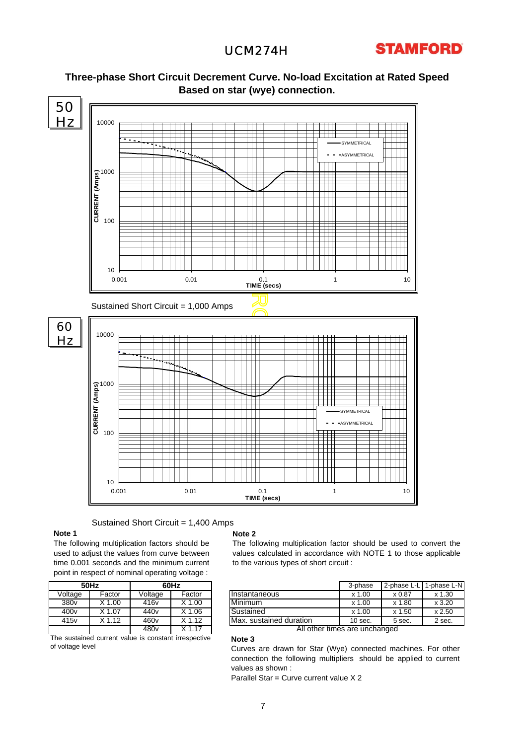# Three-phase Short Circuit Decrement Curve. No-load Excitation at Rated Speed
## Based on star (wye) connection.

50 Hz

Sustained Short Circuit = 1,000 Amps

60 Hz

Sustained Short Circuit = 1,400 Amps

**Note 1**

The following multiplication factors should be used to adjust the values from curve between time 0.001 seconds and the minimum current point in respect of nominal operating voltage :

| 50Hz | | 60Hz | |
|---|---|---|---|
| Voltage | Factor | Voltage | Factor |
| 380v | X 1.00 | 416v | X 1.00 |
| 400v | X 1.07 | 440v | X 1.06 |
| 415v | X 1.12 | 460v | X 1.12 |
| | | 480v | X 1.17 |

The sustained current value is constant irrespective of voltage level

**Note 2**

The following multiplication factor should be used to convert the values calculated in accordance with NOTE 1 to those applicable to the various types of short circuit :

| | 3-phase | 2-phase L-L | 1-phase L-N |
|---|---|---|---|
| Instantaneous | x 1.00 | x 0.87 | x 1.30 |
| Minimum | x 1.00 | x 1.80 | x 3.20 |
| Sustained | x 1.00 | x 1.50 | x 2.50 |
| Max. sustained duration | 10 sec. | 5 sec. | 2 sec. |

All other times are unchanged

**Note 3**

Curves are drawn for Star (Wye) connected machines. For other connection the following multipliers should be applied to current values as shown :

Parallel Star = Curve current value X 2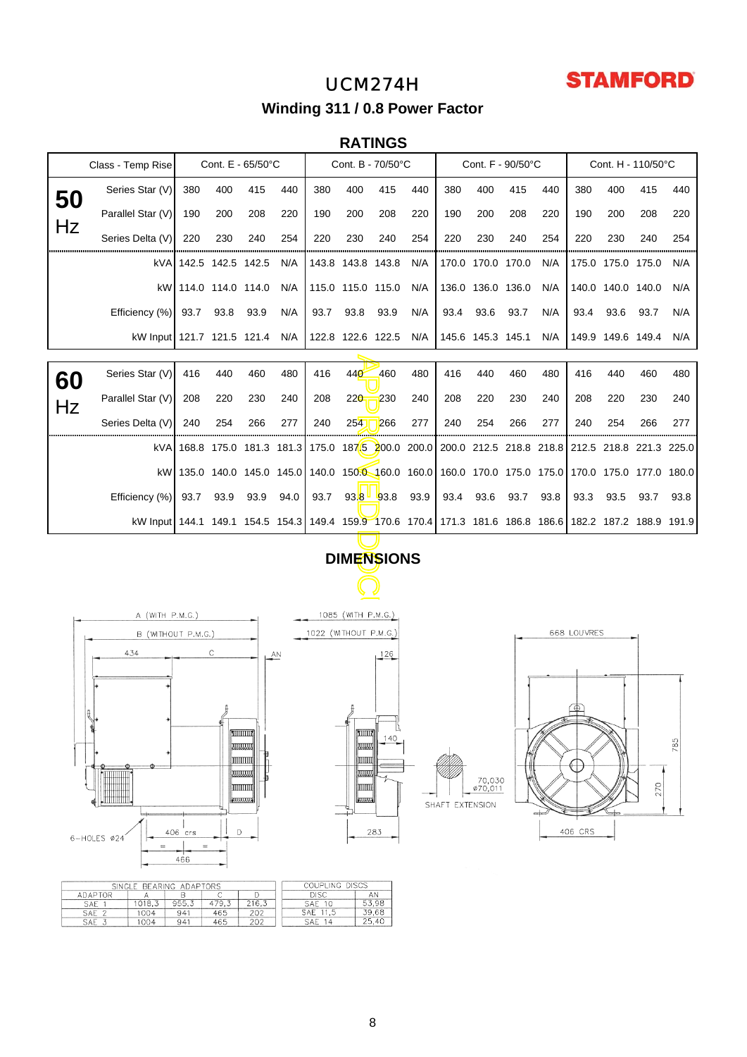# UCM274H

**STAMFORD**

## Winding 311 / 0.8 Power Factor

### RATINGS

| | Class - Temp Rise | Cont. E - 65/50°C | | | | Cont. B - 70/50°C | | | | Cont. F - 90/50°C | | | | Cont. H - 110/50°C | | | |
|---|---|---|---|---|---|---|---|---|---|---|---|---|---|---|---|---|---|
| **50 Hz** | Series Star (V) | 380 | 400 | 415 | 440 | 380 | 400 | 415 | 440 | 380 | 400 | 415 | 440 | 380 | 400 | 415 | 440 |
| | Parallel Star (V) | 190 | 200 | 208 | 220 | 190 | 200 | 208 | 220 | 190 | 200 | 208 | 220 | 190 | 200 | 208 | 220 |
| | Series Delta (V) | 220 | 230 | 240 | 254 | 220 | 230 | 240 | 254 | 220 | 230 | 240 | 254 | 220 | 230 | 240 | 254 |
| | kVA | 142.5 | 142.5 | 142.5 | N/A | 143.8 | 143.8 | 143.8 | N/A | 170.0 | 170.0 | 170.0 | N/A | 175.0 | 175.0 | 175.0 | N/A |
| | kW | 114.0 | 114.0 | 114.0 | N/A | 115.0 | 115.0 | 115.0 | N/A | 136.0 | 136.0 | 136.0 | N/A | 140.0 | 140.0 | 140.0 | N/A |
| | Efficiency (%) | 93.7 | 93.8 | 93.9 | N/A | 93.7 | 93.8 | 93.9 | N/A | 93.4 | 93.6 | 93.7 | N/A | 93.4 | 93.6 | 93.7 | N/A |
| | kW Input | 121.7 | 121.5 | 121.4 | N/A | 122.8 | 122.6 | 122.5 | N/A | 145.6 | 145.3 | 145.1 | N/A | 149.9 | 149.6 | 149.4 | N/A |
| **60 Hz** | Series Star (V) | 416 | 440 | 460 | 480 | 416 | 440 | 460 | 480 | 416 | 440 | 460 | 480 | 416 | 440 | 460 | 480 |
| | Parallel Star (V) | 208 | 220 | 230 | 240 | 208 | 220 | 230 | 240 | 208 | 220 | 230 | 240 | 208 | 220 | 230 | 240 |
| | Series Delta (V) | 240 | 254 | 266 | 277 | 240 | 254 | 266 | 277 | 240 | 254 | 266 | 277 | 240 | 254 | 266 | 277 |
| | kVA | 168.8 | 175.0 | 181.3 | 181.3 | 175.0 | 187.5 | 200.0 | 200.0 | 200.0 | 212.5 | 218.8 | 218.8 | 212.5 | 218.8 | 221.3 | 225.0 |
| | kW | 135.0 | 140.0 | 145.0 | 145.0 | 140.0 | 150.0 | 160.0 | 160.0 | 160.0 | 170.0 | 175.0 | 175.0 | 170.0 | 175.0 | 177.0 | 180.0 |
| | Efficiency (%) | 93.7 | 93.9 | 93.9 | 94.0 | 93.7 | 93.8 | 93.8 | 93.9 | 93.4 | 93.6 | 93.7 | 93.8 | 93.3 | 93.5 | 93.7 | 93.8 |
| | kW Input | 144.1 | 149.1 | 154.5 | 154.3 | 149.4 | 159.9 | 170.6 | 170.4 | 171.3 | 181.6 | 186.8 | 186.6 | 182.2 | 187.2 | 188.9 | 191.9 |

### DIMENSIONS

A (WITH P.M.G.) B (WITHOUT P.M.G.) 434 C AN 1085 (WITH P.M.G.) 1022 (WITHOUT P.M.G.) 126 140 283 668 LOUVRES 785 270 406 CRS 6-HOLES Ø24 406 crs D 466 70,030 Ø70,011 SHAFT EXTENSION

| SINGLE BEARING ADAPTORS | | | | |
|---|---|---|---|---|
| ADAPTOR | A | B | C | D |
| SAE 1 | 1018,3 | 955,3 | 479,3 | 216,3 |
| SAE 2 | 1004 | 941 | 465 | 202 |
| SAE 3 | 1004 | 941 | 465 | 202 |

| COUPLING DISCS | |
|---|---|
| DISC | AN |
| SAE 10 | 53,98 |
| SAE 11,5 | 39,68 |
| SAE 14 | 25,40 |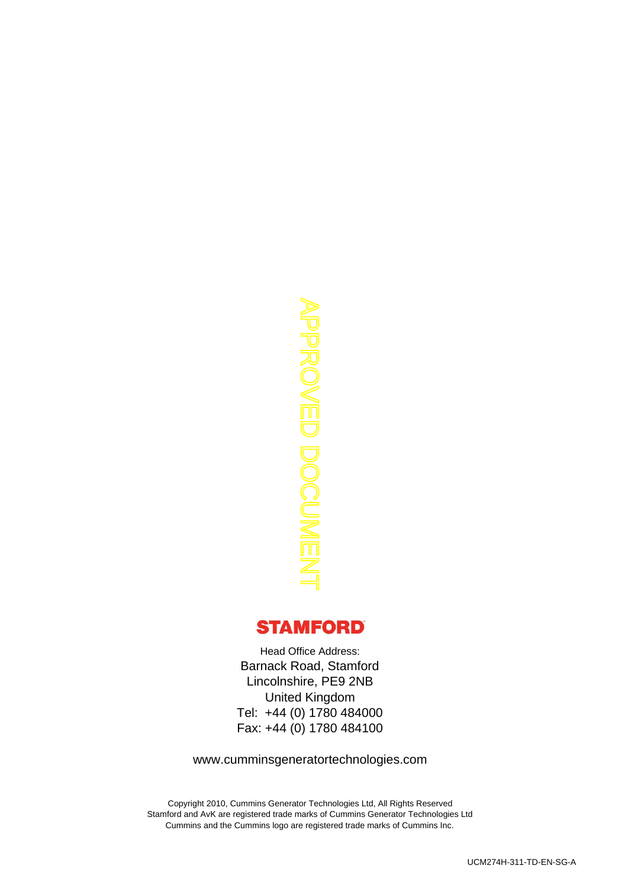APPROVED DOCUMENT

**STAMFORD**

Head Office Address:
Barnack Road, Stamford
Lincolnshire, PE9 2NB
United Kingdom
Tel: +44 (0) 1780 484000
Fax: +44 (0) 1780 484100

www.cumminsgeneratortechnologies.com

Copyright 2010, Cummins Generator Technologies Ltd, All Rights Reserved
Stamford and AvK are registered trade marks of Cummins Generator Technologies Ltd
Cummins and the Cummins logo are registered trade marks of Cummins Inc.

UCM274H-311-TD-EN-SG-A